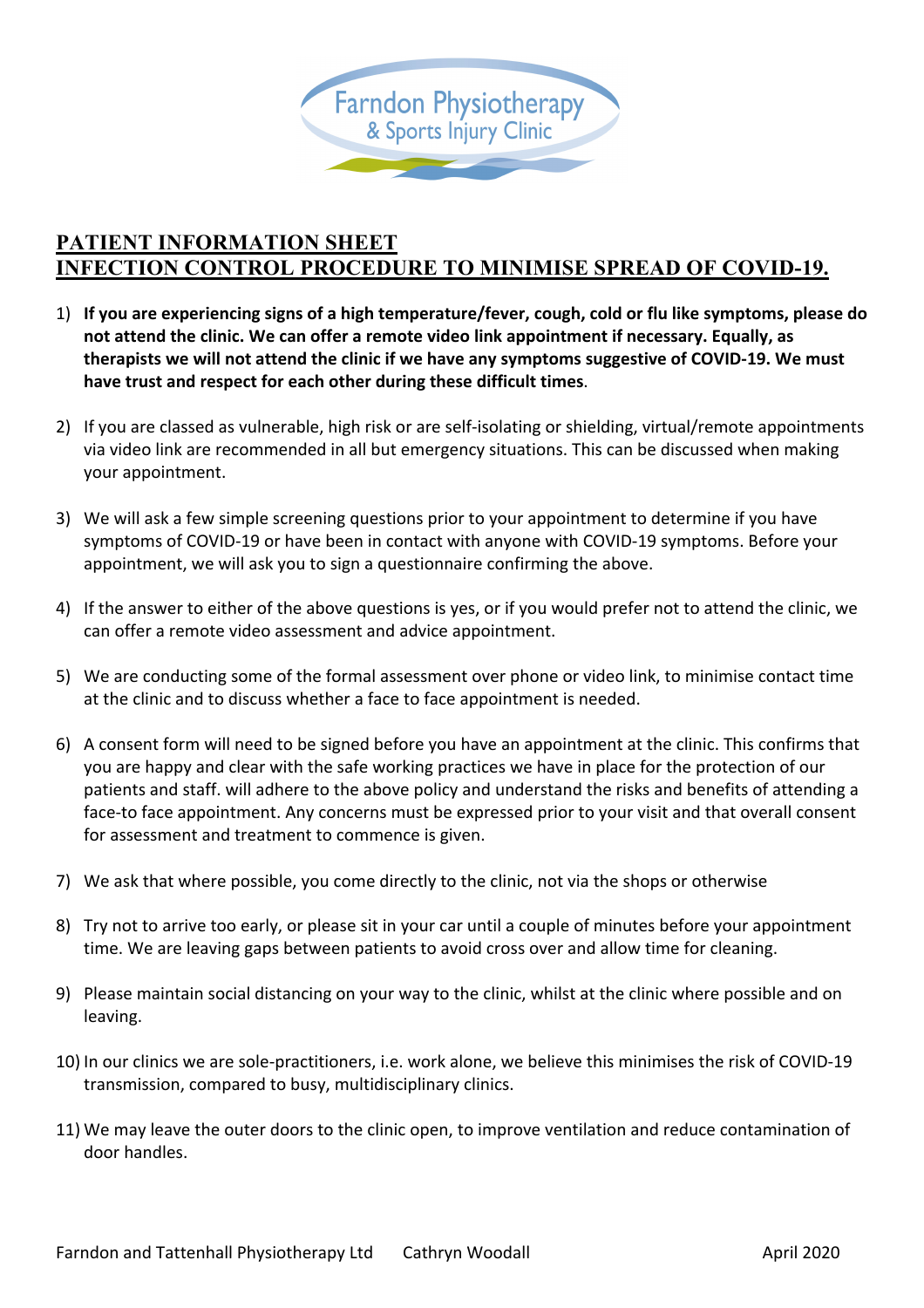Farndon Physiotherapy
& Sports Injury Clinic

## PATIENT INFORMATION SHEET
## INFECTION CONTROL PROCEDURE TO MINIMISE SPREAD OF COVID-19.

1) **If you are experiencing signs of a high temperature/fever, cough, cold or flu like symptoms, please do not attend the clinic. We can offer a remote video link appointment if necessary. Equally, as therapists we will not attend the clinic if we have any symptoms suggestive of COVID-19. We must have trust and respect for each other during these difficult times**.

2) If you are classed as vulnerable, high risk or are self-isolating or shielding, virtual/remote appointments via video link are recommended in all but emergency situations. This can be discussed when making your appointment.

3) We will ask a few simple screening questions prior to your appointment to determine if you have symptoms of COVID-19 or have been in contact with anyone with COVID-19 symptoms. Before your appointment, we will ask you to sign a questionnaire confirming the above.

4) If the answer to either of the above questions is yes, or if you would prefer not to attend the clinic, we can offer a remote video assessment and advice appointment.

5) We are conducting some of the formal assessment over phone or video link, to minimise contact time at the clinic and to discuss whether a face to face appointment is needed.

6) A consent form will need to be signed before you have an appointment at the clinic. This confirms that you are happy and clear with the safe working practices we have in place for the protection of our patients and staff. will adhere to the above policy and understand the risks and benefits of attending a face-to face appointment. Any concerns must be expressed prior to your visit and that overall consent for assessment and treatment to commence is given.

7) We ask that where possible, you come directly to the clinic, not via the shops or otherwise

8) Try not to arrive too early, or please sit in your car until a couple of minutes before your appointment time. We are leaving gaps between patients to avoid cross over and allow time for cleaning.

9) Please maintain social distancing on your way to the clinic, whilst at the clinic where possible and on leaving.

10) In our clinics we are sole-practitioners, i.e. work alone, we believe this minimises the risk of COVID-19 transmission, compared to busy, multidisciplinary clinics.

11) We may leave the outer doors to the clinic open, to improve ventilation and reduce contamination of door handles.

Farndon and Tattenhall Physiotherapy Ltd Cathryn Woodall April 2020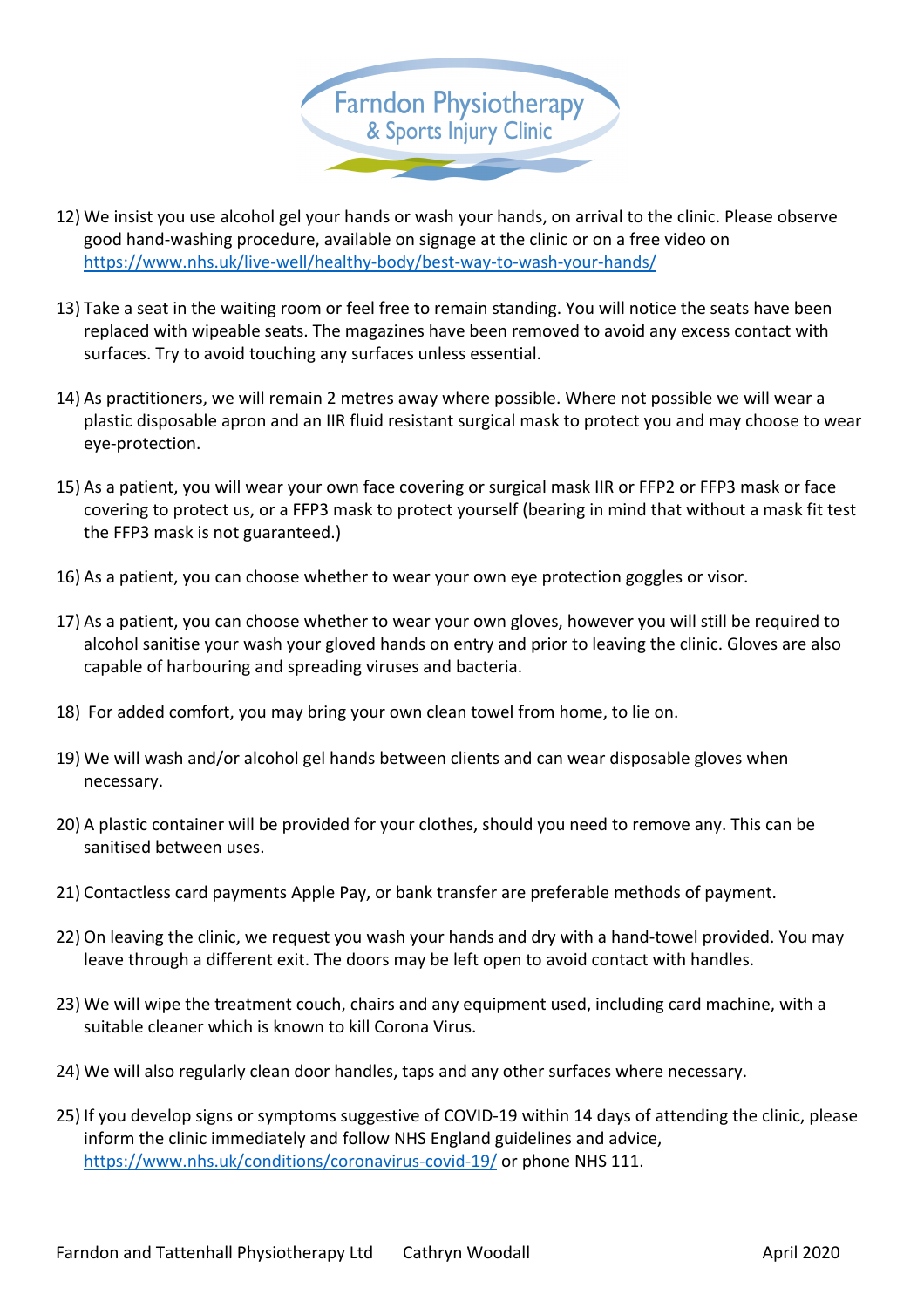Farndon Physiotherapy & Sports Injury Clinic

12) We insist you use alcohol gel your hands or wash your hands, on arrival to the clinic. Please observe good hand-washing procedure, available on signage at the clinic or on a free video on https://www.nhs.uk/live-well/healthy-body/best-way-to-wash-your-hands/

13) Take a seat in the waiting room or feel free to remain standing. You will notice the seats have been replaced with wipeable seats. The magazines have been removed to avoid any excess contact with surfaces. Try to avoid touching any surfaces unless essential.

14) As practitioners, we will remain 2 metres away where possible. Where not possible we will wear a plastic disposable apron and an IIR fluid resistant surgical mask to protect you and may choose to wear eye-protection.

15) As a patient, you will wear your own face covering or surgical mask IIR or FFP2 or FFP3 mask or face covering to protect us, or a FFP3 mask to protect yourself (bearing in mind that without a mask fit test the FFP3 mask is not guaranteed.)

16) As a patient, you can choose whether to wear your own eye protection goggles or visor.

17) As a patient, you can choose whether to wear your own gloves, however you will still be required to alcohol sanitise your wash your gloved hands on entry and prior to leaving the clinic. Gloves are also capable of harbouring and spreading viruses and bacteria.

18) For added comfort, you may bring your own clean towel from home, to lie on.

19) We will wash and/or alcohol gel hands between clients and can wear disposable gloves when necessary.

20) A plastic container will be provided for your clothes, should you need to remove any. This can be sanitised between uses.

21) Contactless card payments Apple Pay, or bank transfer are preferable methods of payment.

22) On leaving the clinic, we request you wash your hands and dry with a hand-towel provided. You may leave through a different exit. The doors may be left open to avoid contact with handles.

23) We will wipe the treatment couch, chairs and any equipment used, including card machine, with a suitable cleaner which is known to kill Corona Virus.

24) We will also regularly clean door handles, taps and any other surfaces where necessary.

25) If you develop signs or symptoms suggestive of COVID-19 within 14 days of attending the clinic, please inform the clinic immediately and follow NHS England guidelines and advice, https://www.nhs.uk/conditions/coronavirus-covid-19/ or phone NHS 111.

Farndon and Tattenhall Physiotherapy Ltd  Cathryn Woodall  April 2020